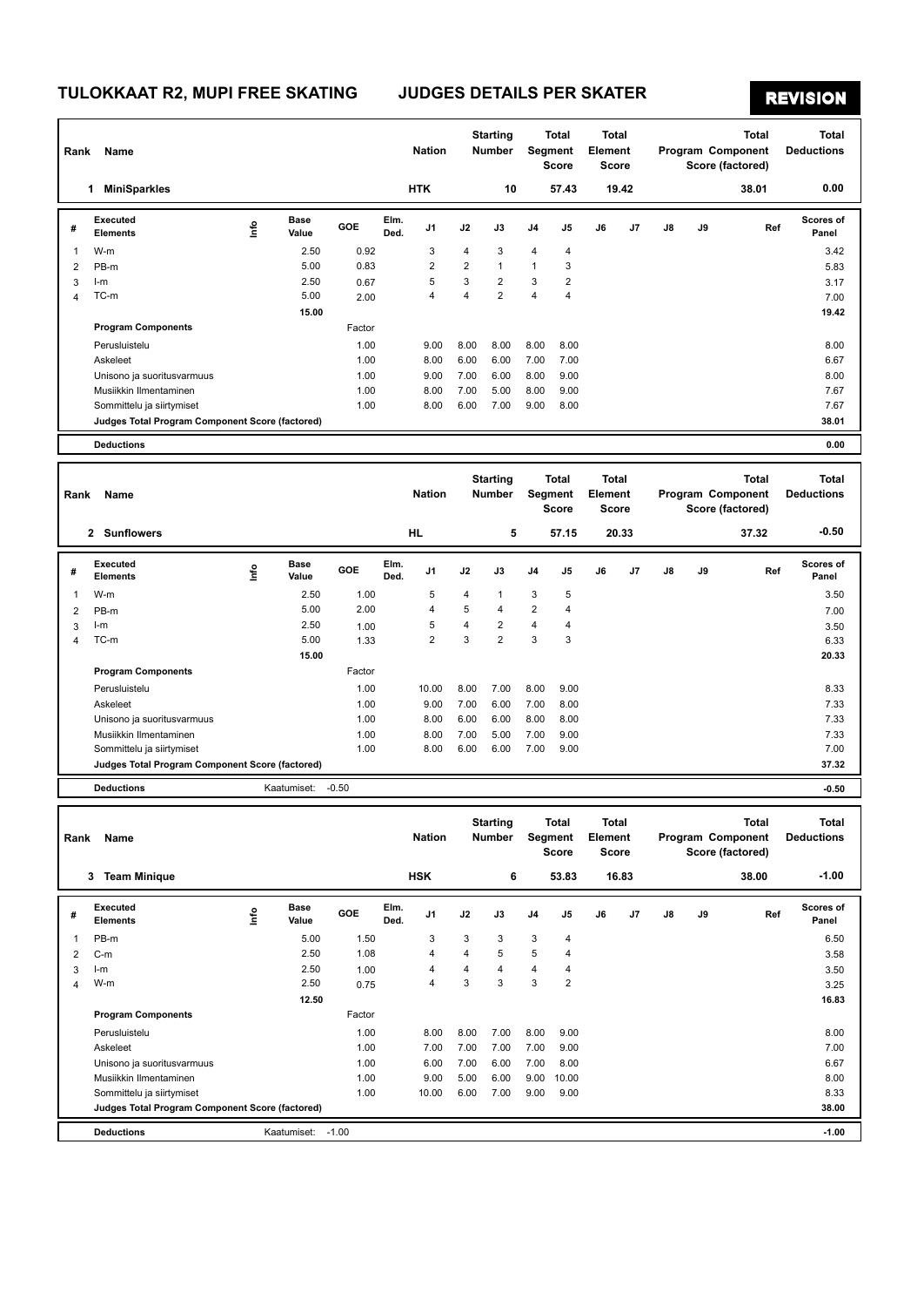# TULOKKAAT R2, MUPI FREE SKATING — JUDGES DETAILS PER SKATER

**REVISION**

| Rank | Name | Nation | Starting Number | Total Segment Score | Total Element Score | Total Program Component Score (factored) | Total Deductions |
|---|---|---|---|---|---|---|---|
| 1 | MiniSparkles | HTK | 10 | 57.43 | 19.42 | 38.01 | 0.00 |

| # | Executed Elements | Info | Base Value | GOE | Elm. Ded. | J1 | J2 | J3 | J4 | J5 | J6 | J7 | J8 | J9 | Ref | Scores of Panel |
|---|---|---|---|---|---|---|---|---|---|---|---|---|---|---|---|---|
| 1 | W-m | | 2.50 | 0.92 | | 3 | 4 | 3 | 4 | 4 | | | | | | 3.42 |
| 2 | PB-m | | 5.00 | 0.83 | | 2 | 2 | 1 | 1 | 3 | | | | | | 5.83 |
| 3 | I-m | | 2.50 | 0.67 | | 5 | 3 | 2 | 3 | 2 | | | | | | 3.17 |
| 4 | TC-m | | 5.00 | 2.00 | | 4 | 4 | 2 | 4 | 4 | | | | | | 7.00 |
| | | | 15.00 | | | | | | | | | | | | | 19.42 |
| | **Program Components** | | | Factor | | | | | | | | | | | | |
| | Perusluistelu | | | 1.00 | | 9.00 | 8.00 | 8.00 | 8.00 | 8.00 | | | | | | 8.00 |
| | Askeleet | | | 1.00 | | 8.00 | 6.00 | 6.00 | 7.00 | 7.00 | | | | | | 6.67 |
| | Unisono ja suoritusvarmuus | | | 1.00 | | 9.00 | 7.00 | 6.00 | 8.00 | 9.00 | | | | | | 8.00 |
| | Musiikkin Ilmentaminen | | | 1.00 | | 8.00 | 7.00 | 5.00 | 8.00 | 9.00 | | | | | | 7.67 |
| | Sommittelu ja siirtymiset | | | 1.00 | | 8.00 | 6.00 | 7.00 | 9.00 | 8.00 | | | | | | 7.67 |
| | Judges Total Program Component Score (factored) | | | | | | | | | | | | | | | 38.01 |
| | **Deductions** | | | | | | | | | | | | | | | 0.00 |

| Rank | Name | Nation | Starting Number | Total Segment Score | Total Element Score | Total Program Component Score (factored) | Total Deductions |
|---|---|---|---|---|---|---|---|
| 2 | Sunflowers | HL | 5 | 57.15 | 20.33 | 37.32 | -0.50 |

| # | Executed Elements | Info | Base Value | GOE | Elm. Ded. | J1 | J2 | J3 | J4 | J5 | J6 | J7 | J8 | J9 | Ref | Scores of Panel |
|---|---|---|---|---|---|---|---|---|---|---|---|---|---|---|---|---|
| 1 | W-m | | 2.50 | 1.00 | | 5 | 4 | 1 | 3 | 5 | | | | | | 3.50 |
| 2 | PB-m | | 5.00 | 2.00 | | 4 | 5 | 4 | 2 | 4 | | | | | | 7.00 |
| 3 | I-m | | 2.50 | 1.00 | | 5 | 4 | 2 | 4 | 4 | | | | | | 3.50 |
| 4 | TC-m | | 5.00 | 1.33 | | 2 | 3 | 2 | 3 | 3 | | | | | | 6.33 |
| | | | 15.00 | | | | | | | | | | | | | 20.33 |
| | **Program Components** | | | Factor | | | | | | | | | | | | |
| | Perusluistelu | | | 1.00 | | 10.00 | 8.00 | 7.00 | 8.00 | 9.00 | | | | | | 8.33 |
| | Askeleet | | | 1.00 | | 9.00 | 7.00 | 6.00 | 7.00 | 8.00 | | | | | | 7.33 |
| | Unisono ja suoritusvarmuus | | | 1.00 | | 8.00 | 6.00 | 6.00 | 8.00 | 8.00 | | | | | | 7.33 |
| | Musiikkin Ilmentaminen | | | 1.00 | | 8.00 | 7.00 | 5.00 | 7.00 | 9.00 | | | | | | 7.33 |
| | Sommittelu ja siirtymiset | | | 1.00 | | 8.00 | 6.00 | 6.00 | 7.00 | 9.00 | | | | | | 7.00 |
| | Judges Total Program Component Score (factored) | | | | | | | | | | | | | | | 37.32 |
| | **Deductions** | | Kaatumiset: | -0.50 | | | | | | | | | | | | -0.50 |

| Rank | Name | Nation | Starting Number | Total Segment Score | Total Element Score | Total Program Component Score (factored) | Total Deductions |
|---|---|---|---|---|---|---|---|
| 3 | Team Minique | HSK | 6 | 53.83 | 16.83 | 38.00 | -1.00 |

| # | Executed Elements | Info | Base Value | GOE | Elm. Ded. | J1 | J2 | J3 | J4 | J5 | J6 | J7 | J8 | J9 | Ref | Scores of Panel |
|---|---|---|---|---|---|---|---|---|---|---|---|---|---|---|---|---|
| 1 | PB-m | | 5.00 | 1.50 | | 3 | 3 | 3 | 3 | 4 | | | | | | 6.50 |
| 2 | C-m | | 2.50 | 1.08 | | 4 | 4 | 5 | 5 | 4 | | | | | | 3.58 |
| 3 | I-m | | 2.50 | 1.00 | | 4 | 4 | 4 | 4 | 4 | | | | | | 3.50 |
| 4 | W-m | | 2.50 | 0.75 | | 4 | 3 | 3 | 3 | 2 | | | | | | 3.25 |
| | | | 12.50 | | | | | | | | | | | | | 16.83 |
| | **Program Components** | | | Factor | | | | | | | | | | | | |
| | Perusluistelu | | | 1.00 | | 8.00 | 8.00 | 7.00 | 8.00 | 9.00 | | | | | | 8.00 |
| | Askeleet | | | 1.00 | | 7.00 | 7.00 | 7.00 | 7.00 | 9.00 | | | | | | 7.00 |
| | Unisono ja suoritusvarmuus | | | 1.00 | | 6.00 | 7.00 | 6.00 | 7.00 | 8.00 | | | | | | 6.67 |
| | Musiikkin Ilmentaminen | | | 1.00 | | 9.00 | 5.00 | 6.00 | 9.00 | 10.00 | | | | | | 8.00 |
| | Sommittelu ja siirtymiset | | | 1.00 | | 10.00 | 6.00 | 7.00 | 9.00 | 9.00 | | | | | | 8.33 |
| | Judges Total Program Component Score (factored) | | | | | | | | | | | | | | | 38.00 |
| | **Deductions** | | Kaatumiset: | -1.00 | | | | | | | | | | | | -1.00 |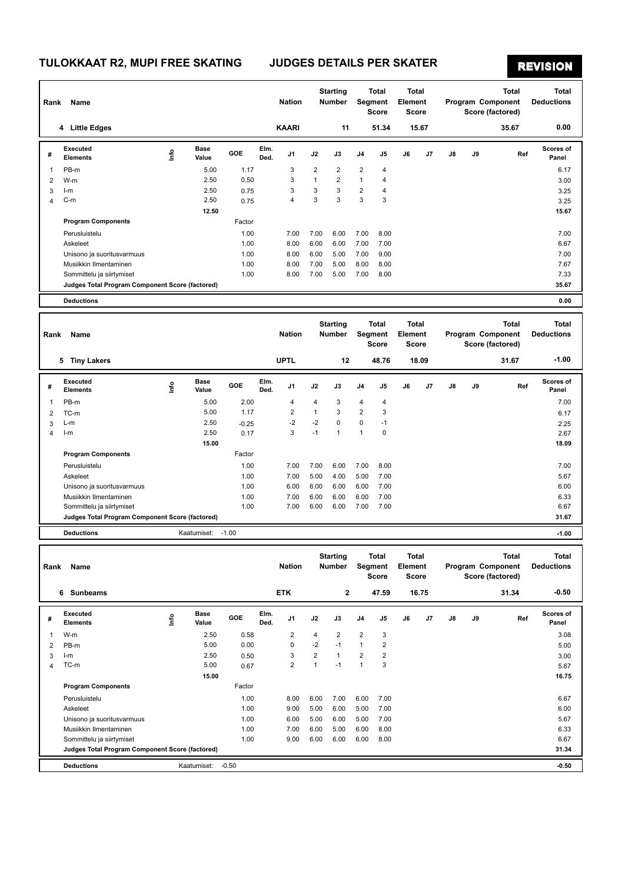# TULOKKAAT R2, MUPI FREE SKATING JUDGES DETAILS PER SKATER

**REVISION**

| Rank | Name | Nation | Starting Number | Total Segment Score | Total Element Score | Total Program Component Score (factored) | Total Deductions |
|---|---|---|---|---|---|---|---|
| 4 | Little Edges | KAARI | 11 | 51.34 | 15.67 | 35.67 | 0.00 |

| # | Executed Elements | Info | Base Value | GOE | Elm. Ded. | J1 | J2 | J3 | J4 | J5 | J6 | J7 | J8 | J9 | Ref | Scores of Panel |
|---|---|---|---|---|---|---|---|---|---|---|---|---|---|---|---|---|
| 1 | PB-m | | 5.00 | 1.17 | | 3 | 2 | 2 | 2 | 4 | | | | | | 6.17 |
| 2 | W-m | | 2.50 | 0.50 | | 3 | 1 | 2 | 1 | 4 | | | | | | 3.00 |
| 3 | I-m | | 2.50 | 0.75 | | 3 | 3 | 3 | 2 | 4 | | | | | | 3.25 |
| 4 | C-m | | 2.50 | 0.75 | | 4 | 3 | 3 | 3 | 3 | | | | | | 3.25 |
| | | | 12.50 | | | | | | | | | | | | | 15.67 |
| | **Program Components** | | | Factor | | | | | | | | | | | | |
| | Perusluistelu | | | 1.00 | | 7.00 | 7.00 | 6.00 | 7.00 | 8.00 | | | | | | 7.00 |
| | Askeleet | | | 1.00 | | 8.00 | 6.00 | 6.00 | 7.00 | 7.00 | | | | | | 6.67 |
| | Unisono ja suoritusvarmuus | | | 1.00 | | 8.00 | 6.00 | 5.00 | 7.00 | 9.00 | | | | | | 7.00 |
| | Musiikkin Ilmentaminen | | | 1.00 | | 8.00 | 7.00 | 5.00 | 8.00 | 8.00 | | | | | | 7.67 |
| | Sommittelu ja siirtymiset | | | 1.00 | | 8.00 | 7.00 | 5.00 | 7.00 | 8.00 | | | | | | 7.33 |
| | **Judges Total Program Component Score (factored)** | | | | | | | | | | | | | | | 35.67 |
| | **Deductions** | | | | | | | | | | | | | | | 0.00 |

| Rank | Name | Nation | Starting Number | Total Segment Score | Total Element Score | Total Program Component Score (factored) | Total Deductions |
|---|---|---|---|---|---|---|---|
| 5 | Tiny Lakers | UPTL | 12 | 48.76 | 18.09 | 31.67 | -1.00 |

| # | Executed Elements | Info | Base Value | GOE | Elm. Ded. | J1 | J2 | J3 | J4 | J5 | J6 | J7 | J8 | J9 | Ref | Scores of Panel |
|---|---|---|---|---|---|---|---|---|---|---|---|---|---|---|---|---|
| 1 | PB-m | | 5.00 | 2.00 | | 4 | 4 | 3 | 4 | 4 | | | | | | 7.00 |
| 2 | TC-m | | 5.00 | 1.17 | | 2 | 1 | 3 | 2 | 3 | | | | | | 6.17 |
| 3 | L-m | | 2.50 | -0.25 | | -2 | -2 | 0 | 0 | -1 | | | | | | 2.25 |
| 4 | I-m | | 2.50 | 0.17 | | 3 | -1 | 1 | 1 | 0 | | | | | | 2.67 |
| | | | 15.00 | | | | | | | | | | | | | 18.09 |
| | **Program Components** | | | Factor | | | | | | | | | | | | |
| | Perusluistelu | | | 1.00 | | 7.00 | 7.00 | 6.00 | 7.00 | 8.00 | | | | | | 7.00 |
| | Askeleet | | | 1.00 | | 7.00 | 5.00 | 4.00 | 5.00 | 7.00 | | | | | | 5.67 |
| | Unisono ja suoritusvarmuus | | | 1.00 | | 6.00 | 6.00 | 6.00 | 6.00 | 7.00 | | | | | | 6.00 |
| | Musiikkin Ilmentaminen | | | 1.00 | | 7.00 | 6.00 | 6.00 | 6.00 | 7.00 | | | | | | 6.33 |
| | Sommittelu ja siirtymiset | | | 1.00 | | 7.00 | 6.00 | 6.00 | 7.00 | 7.00 | | | | | | 6.67 |
| | **Judges Total Program Component Score (factored)** | | | | | | | | | | | | | | | 31.67 |
| | **Deductions** | Kaatumiset: -1.00 | | | | | | | | | | | | | | -1.00 |

| Rank | Name | Nation | Starting Number | Total Segment Score | Total Element Score | Total Program Component Score (factored) | Total Deductions |
|---|---|---|---|---|---|---|---|
| 6 | Sunbeams | ETK | 2 | 47.59 | 16.75 | 31.34 | -0.50 |

| # | Executed Elements | Info | Base Value | GOE | Elm. Ded. | J1 | J2 | J3 | J4 | J5 | J6 | J7 | J8 | J9 | Ref | Scores of Panel |
|---|---|---|---|---|---|---|---|---|---|---|---|---|---|---|---|---|
| 1 | W-m | | 2.50 | 0.58 | | 2 | 4 | 2 | 2 | 3 | | | | | | 3.08 |
| 2 | PB-m | | 5.00 | 0.00 | | 0 | -2 | -1 | 1 | 2 | | | | | | 5.00 |
| 3 | I-m | | 2.50 | 0.50 | | 3 | 2 | 1 | 2 | 2 | | | | | | 3.00 |
| 4 | TC-m | | 5.00 | 0.67 | | 2 | 1 | -1 | 1 | 3 | | | | | | 5.67 |
| | | | 15.00 | | | | | | | | | | | | | 16.75 |
| | **Program Components** | | | Factor | | | | | | | | | | | | |
| | Perusluistelu | | | 1.00 | | 8.00 | 6.00 | 7.00 | 6.00 | 7.00 | | | | | | 6.67 |
| | Askeleet | | | 1.00 | | 9.00 | 5.00 | 6.00 | 5.00 | 7.00 | | | | | | 6.00 |
| | Unisono ja suoritusvarmuus | | | 1.00 | | 6.00 | 5.00 | 6.00 | 5.00 | 7.00 | | | | | | 5.67 |
| | Musiikkin Ilmentaminen | | | 1.00 | | 7.00 | 6.00 | 5.00 | 6.00 | 8.00 | | | | | | 6.33 |
| | Sommittelu ja siirtymiset | | | 1.00 | | 9.00 | 6.00 | 6.00 | 6.00 | 8.00 | | | | | | 6.67 |
| | **Judges Total Program Component Score (factored)** | | | | | | | | | | | | | | | 31.34 |
| | **Deductions** | Kaatumiset: -0.50 | | | | | | | | | | | | | | -0.50 |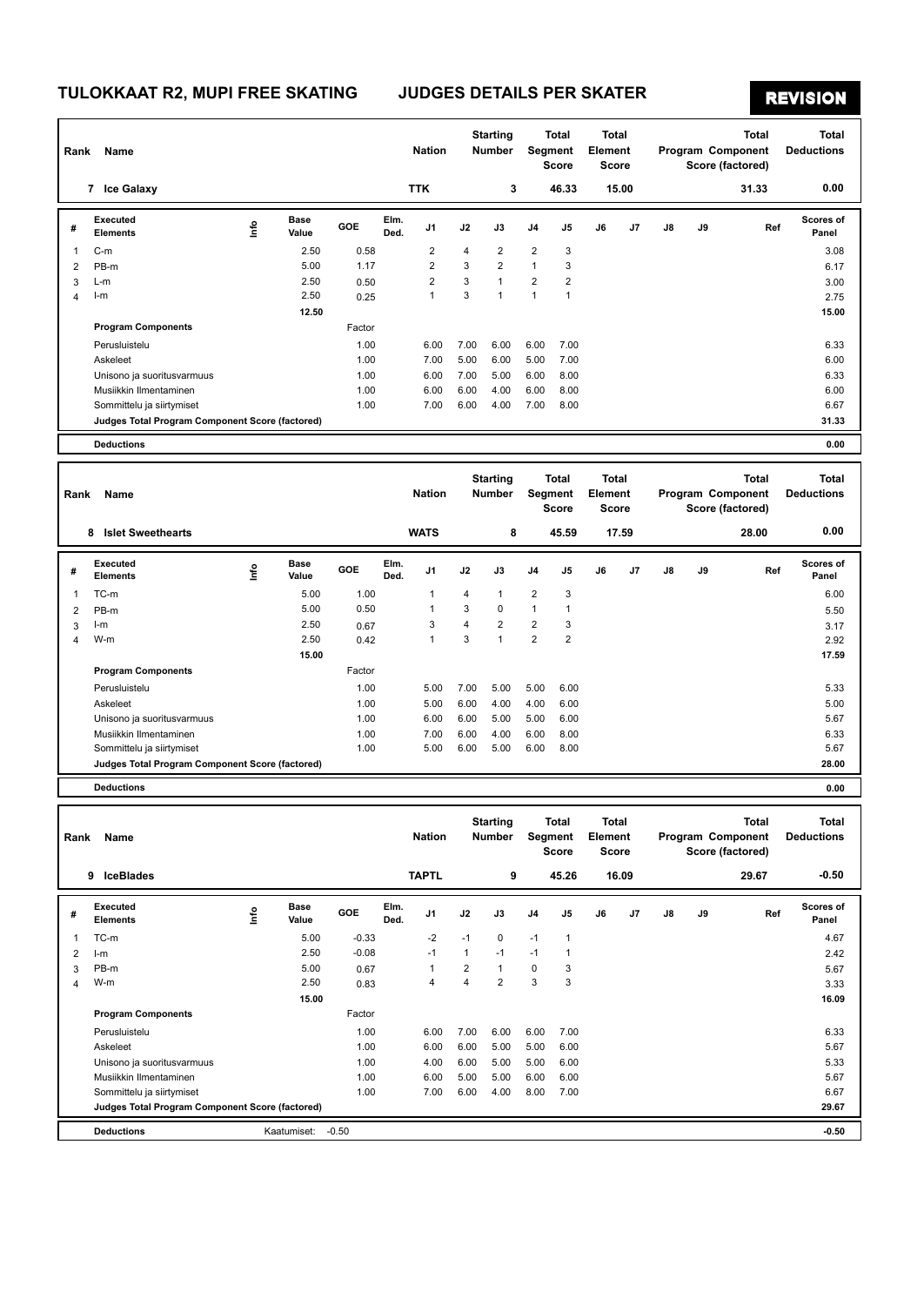# TULOKKAAT R2, MUPI FREE SKATING JUDGES DETAILS PER SKATER

**REVISION**

| Rank | Name | Nation | Starting Number | Total Segment Score | Total Element Score | Total Program Component Score (factored) | Total Deductions |
|---|---|---|---|---|---|---|---|
| 7 | Ice Galaxy | TTK | 3 | 46.33 | 15.00 | 31.33 | 0.00 |

| # | Executed Elements | Info | Base Value | GOE | Elm. Ded. | J1 | J2 | J3 | J4 | J5 | J6 | J7 | J8 | J9 | Ref | Scores of Panel |
|---|---|---|---|---|---|---|---|---|---|---|---|---|---|---|---|---|
| 1 | C-m | | 2.50 | 0.58 | | 2 | 4 | 2 | 2 | 3 | | | | | | 3.08 |
| 2 | PB-m | | 5.00 | 1.17 | | 2 | 3 | 2 | 1 | 3 | | | | | | 6.17 |
| 3 | L-m | | 2.50 | 0.50 | | 2 | 3 | 1 | 2 | 2 | | | | | | 3.00 |
| 4 | I-m | | 2.50 | 0.25 | | 1 | 3 | 1 | 1 | 1 | | | | | | 2.75 |
| | | | 12.50 | | | | | | | | | | | | | 15.00 |
| | **Program Components** | | | Factor | | | | | | | | | | | | |
| | Perusluistelu | | | 1.00 | | 6.00 | 7.00 | 6.00 | 6.00 | 7.00 | | | | | | 6.33 |
| | Askeleet | | | 1.00 | | 7.00 | 5.00 | 6.00 | 5.00 | 7.00 | | | | | | 6.00 |
| | Unisono ja suoritusvarmuus | | | 1.00 | | 6.00 | 7.00 | 5.00 | 6.00 | 8.00 | | | | | | 6.33 |
| | Musiikkin Ilmentaminen | | | 1.00 | | 6.00 | 6.00 | 4.00 | 6.00 | 8.00 | | | | | | 6.00 |
| | Sommittelu ja siirtymiset | | | 1.00 | | 7.00 | 6.00 | 4.00 | 7.00 | 8.00 | | | | | | 6.67 |
| | **Judges Total Program Component Score (factored)** | | | | | | | | | | | | | | | 31.33 |
| | **Deductions** | | | | | | | | | | | | | | | 0.00 |

| Rank | Name | Nation | Starting Number | Total Segment Score | Total Element Score | Total Program Component Score (factored) | Total Deductions |
|---|---|---|---|---|---|---|---|
| 8 | Islet Sweethearts | WATS | 8 | 45.59 | 17.59 | 28.00 | 0.00 |

| # | Executed Elements | Info | Base Value | GOE | Elm. Ded. | J1 | J2 | J3 | J4 | J5 | J6 | J7 | J8 | J9 | Ref | Scores of Panel |
|---|---|---|---|---|---|---|---|---|---|---|---|---|---|---|---|---|
| 1 | TC-m | | 5.00 | 1.00 | | 1 | 4 | 1 | 2 | 3 | | | | | | 6.00 |
| 2 | PB-m | | 5.00 | 0.50 | | 1 | 3 | 0 | 1 | 1 | | | | | | 5.50 |
| 3 | I-m | | 2.50 | 0.67 | | 3 | 4 | 2 | 2 | 3 | | | | | | 3.17 |
| 4 | W-m | | 2.50 | 0.42 | | 1 | 3 | 1 | 2 | 2 | | | | | | 2.92 |
| | | | 15.00 | | | | | | | | | | | | | 17.59 |
| | **Program Components** | | | Factor | | | | | | | | | | | | |
| | Perusluistelu | | | 1.00 | | 5.00 | 7.00 | 5.00 | 5.00 | 6.00 | | | | | | 5.33 |
| | Askeleet | | | 1.00 | | 5.00 | 6.00 | 4.00 | 4.00 | 6.00 | | | | | | 5.00 |
| | Unisono ja suoritusvarmuus | | | 1.00 | | 6.00 | 6.00 | 5.00 | 5.00 | 6.00 | | | | | | 5.67 |
| | Musiikkin Ilmentaminen | | | 1.00 | | 7.00 | 6.00 | 4.00 | 6.00 | 8.00 | | | | | | 6.33 |
| | Sommittelu ja siirtymiset | | | 1.00 | | 5.00 | 6.00 | 5.00 | 6.00 | 8.00 | | | | | | 5.67 |
| | **Judges Total Program Component Score (factored)** | | | | | | | | | | | | | | | 28.00 |
| | **Deductions** | | | | | | | | | | | | | | | 0.00 |

| Rank | Name | Nation | Starting Number | Total Segment Score | Total Element Score | Total Program Component Score (factored) | Total Deductions |
|---|---|---|---|---|---|---|---|
| 9 | IceBlades | TAPTL | 9 | 45.26 | 16.09 | 29.67 | -0.50 |

| # | Executed Elements | Info | Base Value | GOE | Elm. Ded. | J1 | J2 | J3 | J4 | J5 | J6 | J7 | J8 | J9 | Ref | Scores of Panel |
|---|---|---|---|---|---|---|---|---|---|---|---|---|---|---|---|---|
| 1 | TC-m | | 5.00 | -0.33 | | -2 | -1 | 0 | -1 | 1 | | | | | | 4.67 |
| 2 | I-m | | 2.50 | -0.08 | | -1 | 1 | -1 | -1 | 1 | | | | | | 2.42 |
| 3 | PB-m | | 5.00 | 0.67 | | 1 | 2 | 1 | 0 | 3 | | | | | | 5.67 |
| 4 | W-m | | 2.50 | 0.83 | | 4 | 4 | 2 | 3 | 3 | | | | | | 3.33 |
| | | | 15.00 | | | | | | | | | | | | | 16.09 |
| | **Program Components** | | | Factor | | | | | | | | | | | | |
| | Perusluistelu | | | 1.00 | | 6.00 | 7.00 | 6.00 | 6.00 | 7.00 | | | | | | 6.33 |
| | Askeleet | | | 1.00 | | 6.00 | 6.00 | 5.00 | 5.00 | 6.00 | | | | | | 5.67 |
| | Unisono ja suoritusvarmuus | | | 1.00 | | 4.00 | 6.00 | 5.00 | 5.00 | 6.00 | | | | | | 5.33 |
| | Musiikkin Ilmentaminen | | | 1.00 | | 6.00 | 5.00 | 5.00 | 6.00 | 6.00 | | | | | | 5.67 |
| | Sommittelu ja siirtymiset | | | 1.00 | | 7.00 | 6.00 | 4.00 | 8.00 | 7.00 | | | | | | 6.67 |
| | **Judges Total Program Component Score (factored)** | | | | | | | | | | | | | | | 29.67 |
| | **Deductions** | Kaatumiset: -0.50 | | | | | | | | | | | | | | -0.50 |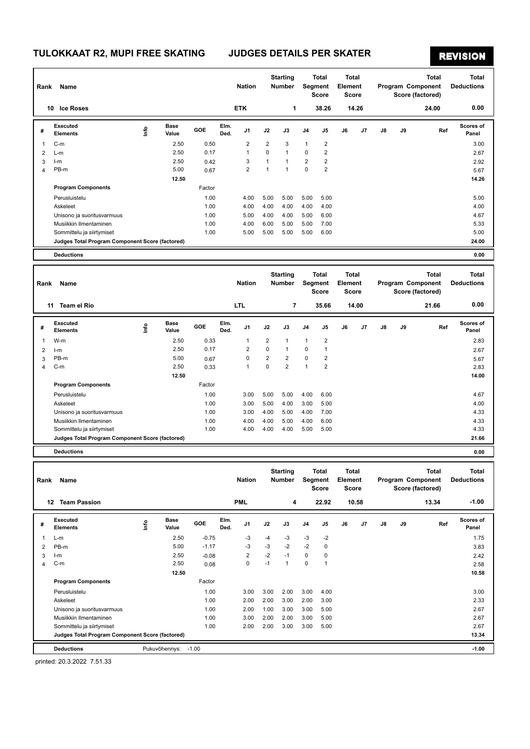# TULOKKAAT R2, MUPI FREE SKATING JUDGES DETAILS PER SKATER

**REVISION**

| Rank | Name | Nation | Starting Number | Total Segment Score | Total Element Score | Total Program Component Score (factored) | Total Deductions |
|---|---|---|---|---|---|---|---|
| 10 | Ice Roses | ETK | 1 | 38.26 | 14.26 | 24.00 | 0.00 |

| # | Executed Elements | Info | Base Value | GOE | Elm. Ded. | J1 | J2 | J3 | J4 | J5 | J6 | J7 | J8 | J9 | Ref | Scores of Panel |
|---|---|---|---|---|---|---|---|---|---|---|---|---|---|---|---|---|
| 1 | C-m | | 2.50 | 0.50 | | 2 | 2 | 3 | 1 | 2 | | | | | | 3.00 |
| 2 | L-m | | 2.50 | 0.17 | | 1 | 0 | 1 | 0 | 2 | | | | | | 2.67 |
| 3 | I-m | | 2.50 | 0.42 | | 3 | 1 | 1 | 2 | 2 | | | | | | 2.92 |
| 4 | PB-m | | 5.00 | 0.67 | | 2 | 1 | 1 | 0 | 2 | | | | | | 5.67 |
| | | | 12.50 | | | | | | | | | | | | | 14.26 |
| | **Program Components** | | | Factor | | | | | | | | | | | | |
| | Perusluistelu | | | 1.00 | | 4.00 | 5.00 | 5.00 | 5.00 | 5.00 | | | | | | 5.00 |
| | Askeleet | | | 1.00 | | 4.00 | 4.00 | 4.00 | 4.00 | 4.00 | | | | | | 4.00 |
| | Unisono ja suoritusvarmuus | | | 1.00 | | 5.00 | 4.00 | 4.00 | 5.00 | 6.00 | | | | | | 4.67 |
| | Musiikkin Ilmentaminen | | | 1.00 | | 4.00 | 6.00 | 5.00 | 5.00 | 7.00 | | | | | | 5.33 |
| | Sommittelu ja siirtymiset | | | 1.00 | | 5.00 | 5.00 | 5.00 | 5.00 | 6.00 | | | | | | 5.00 |
| | **Judges Total Program Component Score (factored)** | | | | | | | | | | | | | | | 24.00 |
| | **Deductions** | | | | | | | | | | | | | | | 0.00 |

| Rank | Name | Nation | Starting Number | Total Segment Score | Total Element Score | Total Program Component Score (factored) | Total Deductions |
|---|---|---|---|---|---|---|---|
| 11 | Team el Rio | LTL | 7 | 35.66 | 14.00 | 21.66 | 0.00 |

| # | Executed Elements | Info | Base Value | GOE | Elm. Ded. | J1 | J2 | J3 | J4 | J5 | J6 | J7 | J8 | J9 | Ref | Scores of Panel |
|---|---|---|---|---|---|---|---|---|---|---|---|---|---|---|---|---|
| 1 | W-m | | 2.50 | 0.33 | | 1 | 2 | 1 | 1 | 2 | | | | | | 2.83 |
| 2 | I-m | | 2.50 | 0.17 | | 2 | 0 | 1 | 0 | 1 | | | | | | 2.67 |
| 3 | PB-m | | 5.00 | 0.67 | | 0 | 2 | 2 | 0 | 2 | | | | | | 5.67 |
| 4 | C-m | | 2.50 | 0.33 | | 1 | 0 | 2 | 1 | 2 | | | | | | 2.83 |
| | | | 12.50 | | | | | | | | | | | | | 14.00 |
| | **Program Components** | | | Factor | | | | | | | | | | | | |
| | Perusluistelu | | | 1.00 | | 3.00 | 5.00 | 5.00 | 4.00 | 6.00 | | | | | | 4.67 |
| | Askeleet | | | 1.00 | | 3.00 | 5.00 | 4.00 | 3.00 | 5.00 | | | | | | 4.00 |
| | Unisono ja suoritusvarmuus | | | 1.00 | | 3.00 | 4.00 | 5.00 | 4.00 | 7.00 | | | | | | 4.33 |
| | Musiikkin Ilmentaminen | | | 1.00 | | 4.00 | 4.00 | 5.00 | 4.00 | 6.00 | | | | | | 4.33 |
| | Sommittelu ja siirtymiset | | | 1.00 | | 4.00 | 4.00 | 4.00 | 5.00 | 5.00 | | | | | | 4.33 |
| | **Judges Total Program Component Score (factored)** | | | | | | | | | | | | | | | 21.66 |
| | **Deductions** | | | | | | | | | | | | | | | 0.00 |

| Rank | Name | Nation | Starting Number | Total Segment Score | Total Element Score | Total Program Component Score (factored) | Total Deductions |
|---|---|---|---|---|---|---|---|
| 12 | Team Passion | PML | 4 | 22.92 | 10.58 | 13.34 | -1.00 |

| # | Executed Elements | Info | Base Value | GOE | Elm. Ded. | J1 | J2 | J3 | J4 | J5 | J6 | J7 | J8 | J9 | Ref | Scores of Panel |
|---|---|---|---|---|---|---|---|---|---|---|---|---|---|---|---|---|
| 1 | L-m | | 2.50 | -0.75 | | -3 | -4 | -3 | -3 | -2 | | | | | | 1.75 |
| 2 | PB-m | | 5.00 | -1.17 | | -3 | -3 | -2 | -2 | 0 | | | | | | 3.83 |
| 3 | I-m | | 2.50 | -0.08 | | 2 | -2 | -1 | 0 | 0 | | | | | | 2.42 |
| 4 | C-m | | 2.50 | 0.08 | | 0 | -1 | 1 | 0 | 1 | | | | | | 2.58 |
| | | | 12.50 | | | | | | | | | | | | | 10.58 |
| | **Program Components** | | | Factor | | | | | | | | | | | | |
| | Perusluistelu | | | 1.00 | | 3.00 | 3.00 | 2.00 | 3.00 | 4.00 | | | | | | 3.00 |
| | Askeleet | | | 1.00 | | 2.00 | 2.00 | 3.00 | 2.00 | 3.00 | | | | | | 2.33 |
| | Unisono ja suoritusvarmuus | | | 1.00 | | 2.00 | 1.00 | 3.00 | 3.00 | 5.00 | | | | | | 2.67 |
| | Musiikkin Ilmentaminen | | | 1.00 | | 3.00 | 2.00 | 2.00 | 3.00 | 5.00 | | | | | | 2.67 |
| | Sommittelu ja siirtymiset | | | 1.00 | | 2.00 | 2.00 | 3.00 | 3.00 | 5.00 | | | | | | 2.67 |
| | **Judges Total Program Component Score (factored)** | | | | | | | | | | | | | | | 13.34 |
| | **Deductions** | Pukuvöhennys: -1.00 | | | | | | | | | | | | | | -1.00 |

printed: 20.3.2022 7.51.33